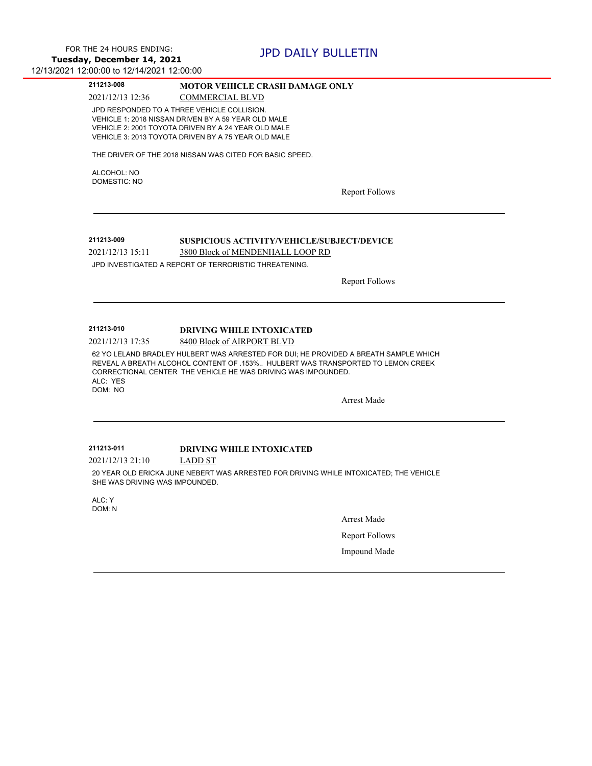FOR THE 24 HOURS ENDING:
**Tuesday, December 14, 2021**
12/13/2021 12:00:00 to 12/14/2021 12:00:00

# JPD DAILY BULLETIN

---

**211213-008** — **MOTOR VEHICLE CRASH DAMAGE ONLY**

2021/12/13 12:36 — COMMERCIAL BLVD

JPD RESPONDED TO A THREE VEHICLE COLLISION.
VEHICLE 1: 2018 NISSAN DRIVEN BY A 59 YEAR OLD MALE
VEHICLE 2: 2001 TOYOTA DRIVEN BY A 24 YEAR OLD MALE
VEHICLE 3: 2013 TOYOTA DRIVEN BY A 75 YEAR OLD MALE

THE DRIVER OF THE 2018 NISSAN WAS CITED FOR BASIC SPEED.

ALCOHOL: NO
DOMESTIC: NO

Report Follows

---

**211213-009** — **SUSPICIOUS ACTIVITY/VEHICLE/SUBJECT/DEVICE**

2021/12/13 15:11 — 3800 Block of MENDENHALL LOOP RD

JPD INVESTIGATED A REPORT OF TERRORISTIC THREATENING.

Report Follows

---

**211213-010** — **DRIVING WHILE INTOXICATED**

2021/12/13 17:35 — 8400 Block of AIRPORT BLVD

62 YO LELAND BRADLEY HULBERT WAS ARRESTED FOR DUI; HE PROVIDED A BREATH SAMPLE WHICH REVEAL A BREATH ALCOHOL CONTENT OF .153%.. HULBERT WAS TRANSPORTED TO LEMON CREEK CORRECTIONAL CENTER THE VEHICLE HE WAS DRIVING WAS IMPOUNDED.
ALC: YES
DOM: NO

Arrest Made

---

**211213-011** — **DRIVING WHILE INTOXICATED**

2021/12/13 21:10 — LADD ST

20 YEAR OLD ERICKA JUNE NEBERT WAS ARRESTED FOR DRIVING WHILE INTOXICATED; THE VEHICLE SHE WAS DRIVING WAS IMPOUNDED.

ALC: Y
DOM: N

Arrest Made

Report Follows

Impound Made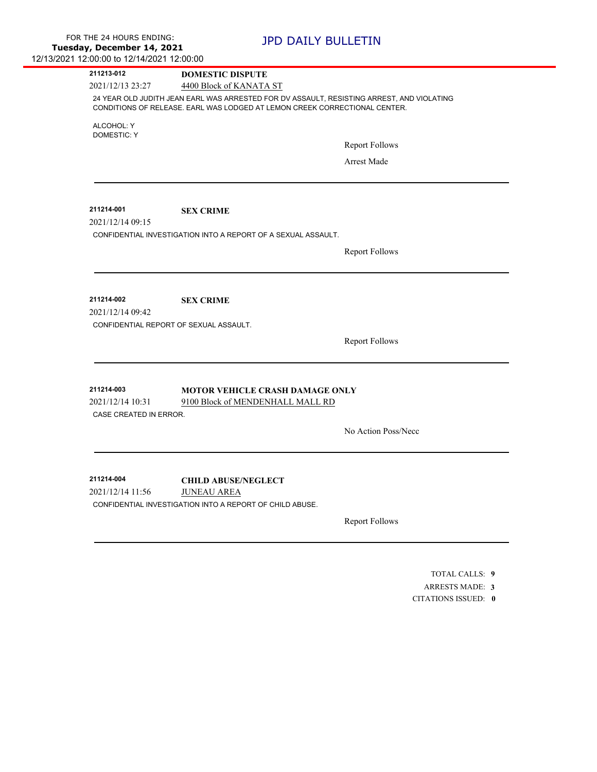211213-012 **DOMESTIC DISPUTE**

2021/12/13 23:27 4400 Block of KANATA ST

24 YEAR OLD JUDITH JEAN EARL WAS ARRESTED FOR DV ASSAULT, RESISTING ARREST, AND VIOLATING CONDITIONS OF RELEASE. EARL WAS LODGED AT LEMON CREEK CORRECTIONAL CENTER.

ALCOHOL: Y
DOMESTIC: Y

Report Follows

Arrest Made

---

211214-001 **SEX CRIME**

2021/12/14 09:15

CONFIDENTIAL INVESTIGATION INTO A REPORT OF A SEXUAL ASSAULT.

Report Follows

---

211214-002 **SEX CRIME**

2021/12/14 09:42

CONFIDENTIAL REPORT OF SEXUAL ASSAULT.

Report Follows

---

211214-003 **MOTOR VEHICLE CRASH DAMAGE ONLY**

2021/12/14 10:31 9100 Block of MENDENHALL MALL RD

CASE CREATED IN ERROR.

No Action Poss/Necc

---

211214-004 **CHILD ABUSE/NEGLECT**

2021/12/14 11:56 JUNEAU AREA

CONFIDENTIAL INVESTIGATION INTO A REPORT OF CHILD ABUSE.

Report Follows

---

TOTAL CALLS: **9**

ARRESTS MADE: **3**

CITATIONS ISSUED: **0**